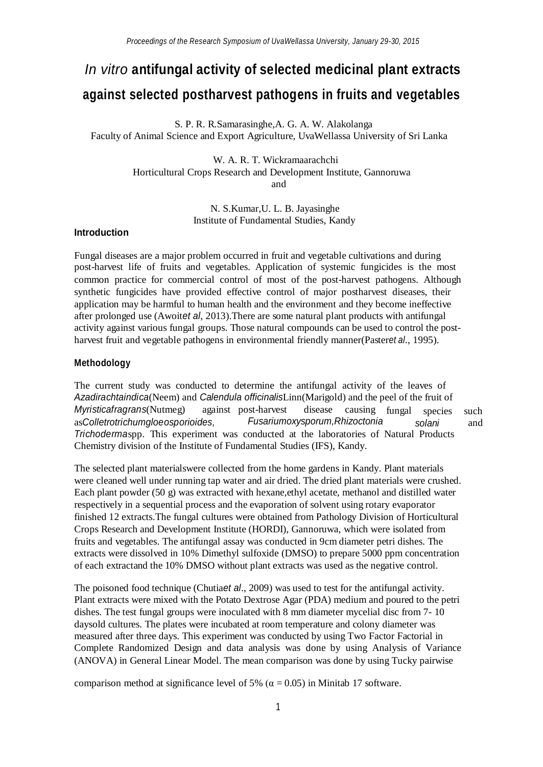# *In vitro* antifungal activity of selected medicinal plant extracts against selected postharvest pathogens in fruits and vegetables

S. P. R. R.Samarasinghe,A. G. A. W. Alakolanga
Faculty of Animal Science and Export Agriculture, UvaWellassa University of Sri Lanka

W. A. R. T. Wickramaarachchi
Horticultural Crops Research and Development Institute, Gannoruwa
and

N. S.Kumar,U. L. B. Jayasinghe
Institute of Fundamental Studies, Kandy

## Introduction

Fungal diseases are a major problem occurred in fruit and vegetable cultivations and during post-harvest life of fruits and vegetables. Application of systemic fungicides is the most common practice for commercial control of most of the post-harvest pathogens. Although synthetic fungicides have provided effective control of major postharvest diseases, their application may be harmful to human health and the environment and they become ineffective after prolonged use (Awoit*et al*, 2013).There are some natural plant products with antifungal activity against various fungal groups. Those natural compounds can be used to control the post-harvest fruit and vegetable pathogens in environmental friendly manner(Paster*et al*., 1995).

## Methodology

The current study was conducted to determine the antifungal activity of the leaves of *Azadirachtaindica*(Neem) and *Calendula officinalis*Linn(Marigold) and the peel of the fruit of *Myristicafragrans*(Nutmeg) against post-harvest disease causing fungal species such as*Colletrotrichumgloeosporioides, Fusariumoxysporum,Rhizoctonia solani* and *Trichoderma*spp. This experiment was conducted at the laboratories of Natural Products Chemistry division of the Institute of Fundamental Studies (IFS), Kandy.

The selected plant materialswere collected from the home gardens in Kandy. Plant materials were cleaned well under running tap water and air dried. The dried plant materials were crushed. Each plant powder (50 g) was extracted with hexane,ethyl acetate, methanol and distilled water respectively in a sequential process and the evaporation of solvent using rotary evaporator finished 12 extracts.The fungal cultures were obtained from Pathology Division of Horticultural Crops Research and Development Institute (HORDI), Gannoruwa, which were isolated from fruits and vegetables. The antifungal assay was conducted in 9cm diameter petri dishes. The extracts were dissolved in 10% Dimethyl sulfoxide (DMSO) to prepare 5000 ppm concentration of each extractand the 10% DMSO without plant extracts was used as the negative control.

The poisoned food technique (Chutia*et al*., 2009) was used to test for the antifungal activity. Plant extracts were mixed with the Potato Dextrose Agar (PDA) medium and poured to the petri dishes. The test fungal groups were inoculated with 8 mm diameter mycelial disc from 7- 10 daysold cultures. The plates were incubated at room temperature and colony diameter was measured after three days. This experiment was conducted by using Two Factor Factorial in Complete Randomized Design and data analysis was done by using Analysis of Variance (ANOVA) in General Linear Model. The mean comparison was done by using Tucky pairwise

comparison method at significance level of 5% ($\alpha = 0.05$) in Minitab 17 software.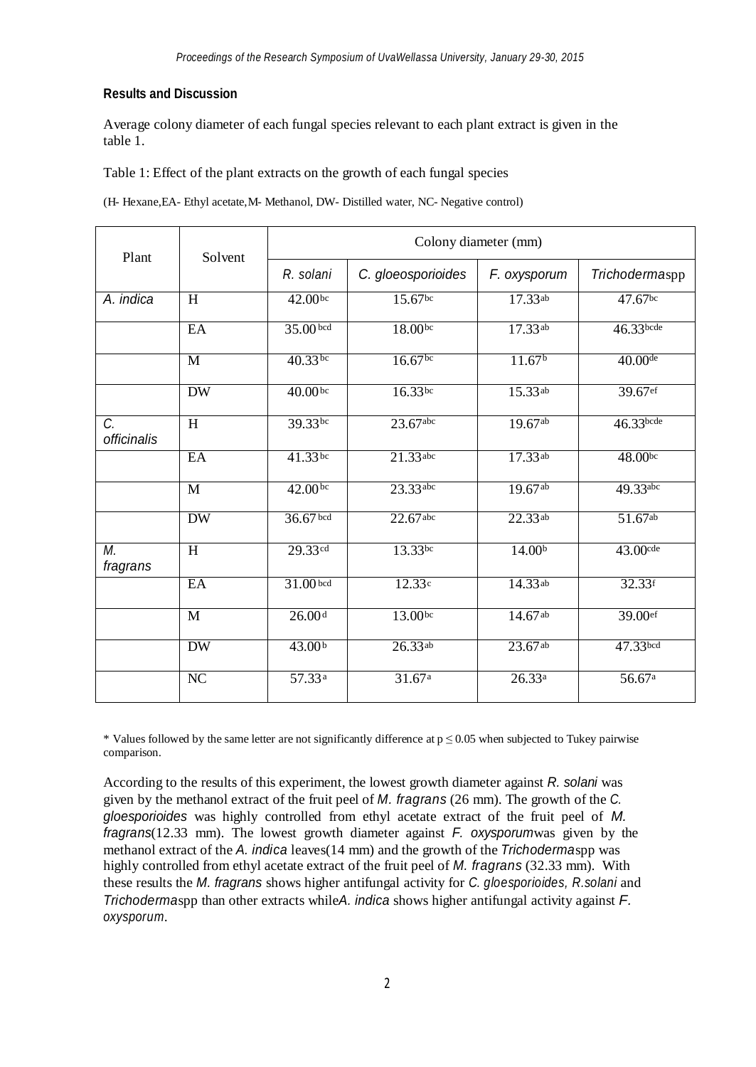## Results and Discussion

Average colony diameter of each fungal species relevant to each plant extract is given in the table 1.

Table 1: Effect of the plant extracts on the growth of each fungal species

(H- Hexane,EA- Ethyl acetate,M- Methanol, DW- Distilled water, NC- Negative control)

| Plant | Solvent | Colony diameter (mm) | | | |
|---|---|---|---|---|---|
| | | *R. solani* | *C. gloeosporioides* | *F. oxysporum* | *Trichoderma*spp |
| *A. indica* | H | $42.00^{bc}$ | $15.67^{bc}$ | $17.33^{ab}$ | $47.67^{bc}$ |
| | EA | $35.00^{bcd}$ | $18.00^{bc}$ | $17.33^{ab}$ | $46.33^{bcde}$ |
| | M | $40.33^{bc}$ | $16.67^{bc}$ | $11.67^{b}$ | $40.00^{de}$ |
| | DW | $40.00^{bc}$ | $16.33^{bc}$ | $15.33^{ab}$ | $39.67^{ef}$ |
| *C. officinalis* | H | $39.33^{bc}$ | $23.67^{abc}$ | $19.67^{ab}$ | $46.33^{bcde}$ |
| | EA | $41.33^{bc}$ | $21.33^{abc}$ | $17.33^{ab}$ | $48.00^{bc}$ |
| | M | $42.00^{bc}$ | $23.33^{abc}$ | $19.67^{ab}$ | $49.33^{abc}$ |
| | DW | $36.67^{bcd}$ | $22.67^{abc}$ | $22.33^{ab}$ | $51.67^{ab}$ |
| *M. fragrans* | H | $29.33^{cd}$ | $13.33^{bc}$ | $14.00^{b}$ | $43.00^{cde}$ |
| | EA | $31.00^{bcd}$ | $12.33^{c}$ | $14.33^{ab}$ | $32.33^{f}$ |
| | M | $26.00^{d}$ | $13.00^{bc}$ | $14.67^{ab}$ | $39.00^{ef}$ |
| | DW | $43.00^{b}$ | $26.33^{ab}$ | $23.67^{ab}$ | $47.33^{bcd}$ |
| | NC | $57.33^{a}$ | $31.67^{a}$ | $26.33^{a}$ | $56.67^{a}$ |

\* Values followed by the same letter are not significantly difference at $p \leq 0.05$ when subjected to Tukey pairwise comparison.

According to the results of this experiment, the lowest growth diameter against *R. solani* was given by the methanol extract of the fruit peel of *M. fragrans* (26 mm). The growth of the *C. gloesporioides* was highly controlled from ethyl acetate extract of the fruit peel of *M. fragrans*(12.33 mm). The lowest growth diameter against *F. oxysporum*was given by the methanol extract of the *A. indica* leaves(14 mm) and the growth of the *Trichoderma*spp was highly controlled from ethyl acetate extract of the fruit peel of *M. fragrans* (32.33 mm). With these results the *M. fragrans* shows higher antifungal activity for *C. gloesporioides, R.solani* and *Trichoderma*spp than other extracts while*A. indica* shows higher antifungal activity against *F. oxysporum*.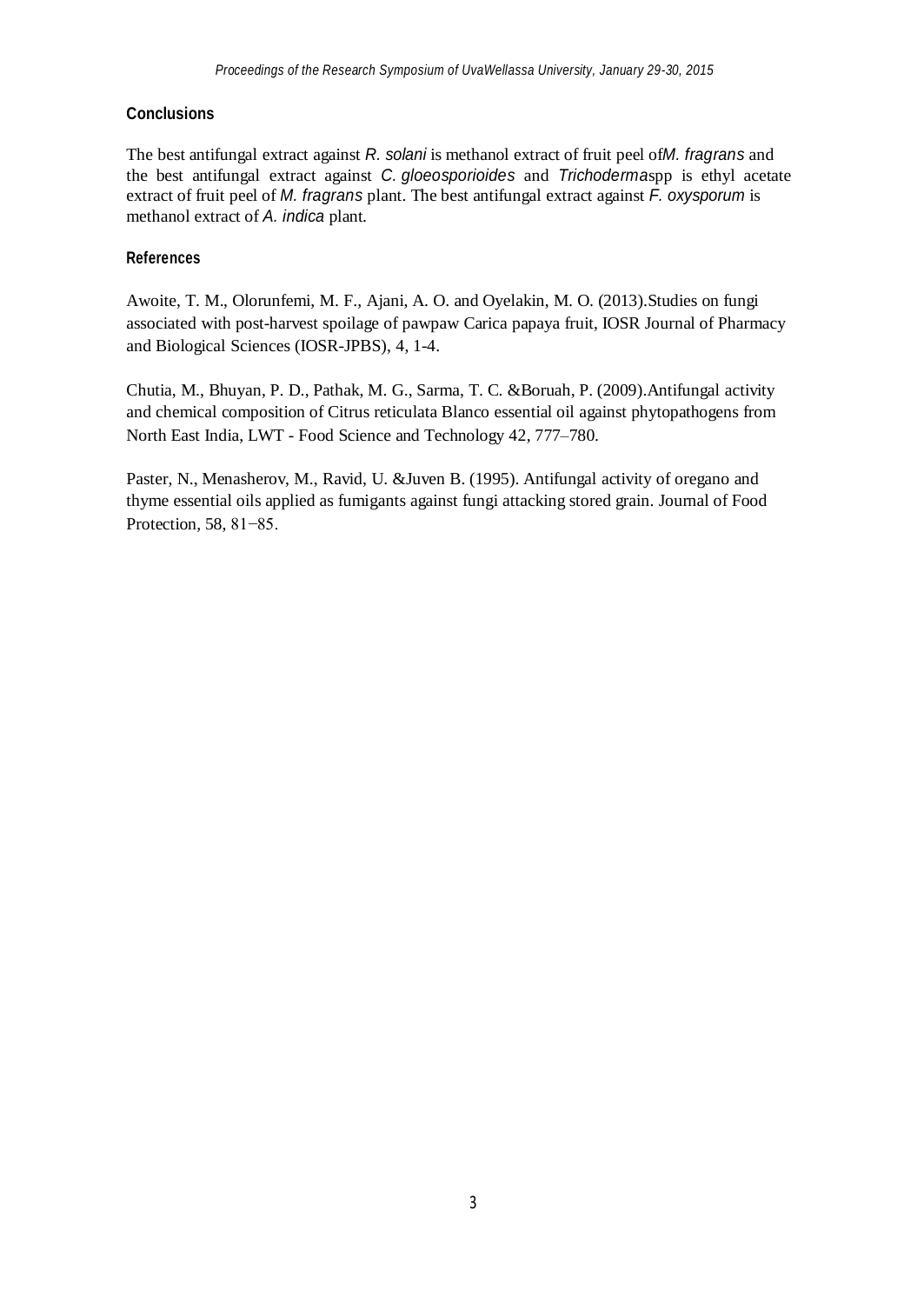## Conclusions

The best antifungal extract against *R. solani* is methanol extract of fruit peel of*M. fragrans* and the best antifungal extract against *C. gloeosporioides* and *Trichoderma*spp is ethyl acetate extract of fruit peel of *M. fragrans* plant. The best antifungal extract against *F. oxysporum* is methanol extract of *A. indica* plant.

## References

Awoite, T. M., Olorunfemi, M. F., Ajani, A. O. and Oyelakin, M. O. (2013).Studies on fungi associated with post-harvest spoilage of pawpaw Carica papaya fruit, IOSR Journal of Pharmacy and Biological Sciences (IOSR-JPBS), 4, 1-4.

Chutia, M., Bhuyan, P. D., Pathak, M. G., Sarma, T. C. &Boruah, P. (2009).Antifungal activity and chemical composition of Citrus reticulata Blanco essential oil against phytopathogens from North East India, LWT - Food Science and Technology 42, 777–780.

Paster, N., Menasherov, M., Ravid, U. &Juven B. (1995). Antifungal activity of oregano and thyme essential oils applied as fumigants against fungi attacking stored grain. Journal of Food Protection, 58, 81−85.